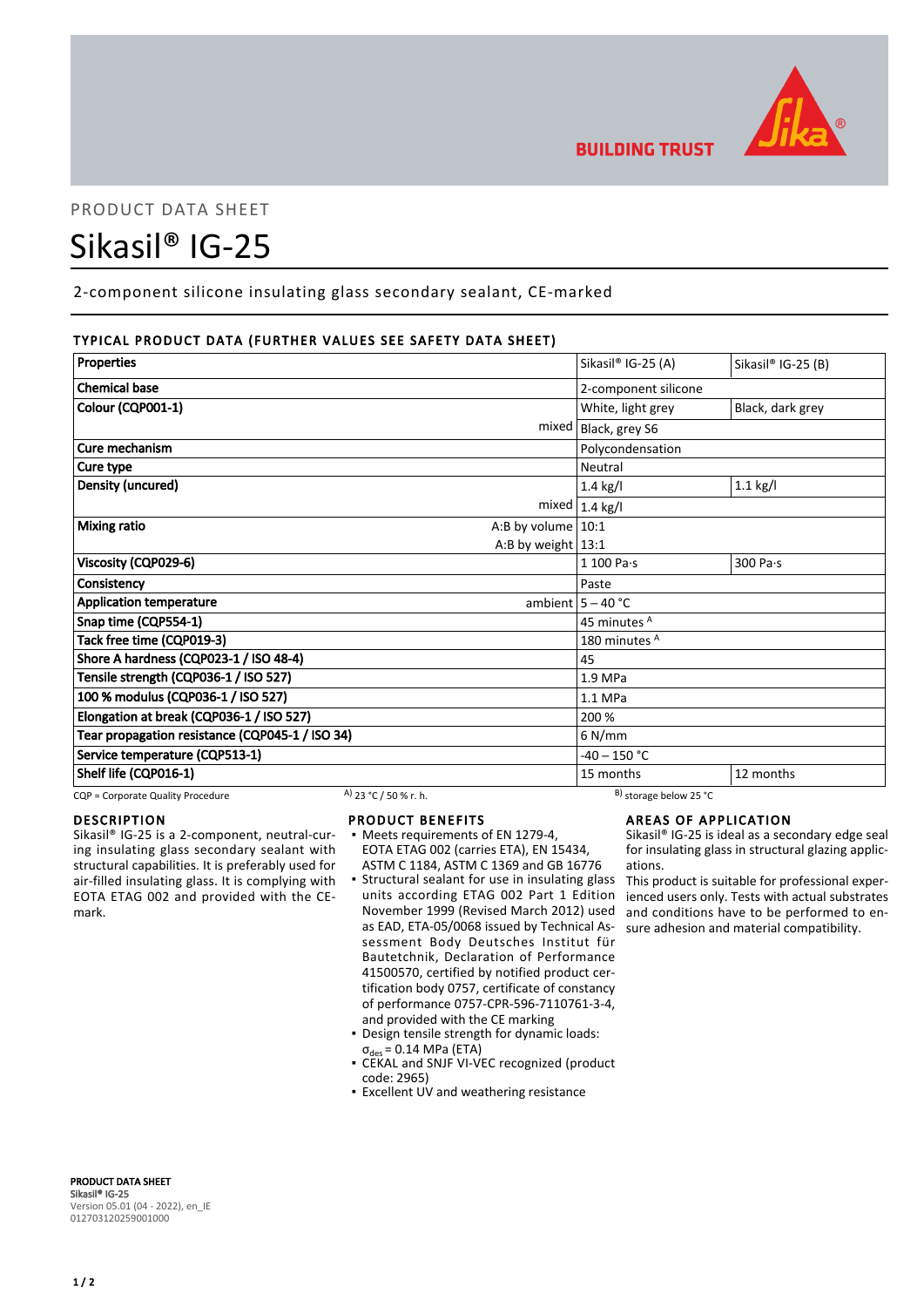PRODUCT DATA SHEET

# Sikasil® IG-25

2-component silicone insulating glass secondary sealant, CE-marked

## TYPICAL PRODUCT DATA (FURTHER VALUES SEE SAFETY DATA SHEET)

| Properties | | Sikasil® IG-25 (A) | Sikasil® IG-25 (B) |
|---|---|---|---|
| Chemical base | | 2-component silicone | |
| Colour (CQP001-1) | | White, light grey | Black, dark grey |
| | mixed | Black, grey S6 | |
| Cure mechanism | | Polycondensation | |
| Cure type | | Neutral | |
| Density (uncured) | | 1.4 kg/l | 1.1 kg/l |
| | mixed | 1.4 kg/l | |
| Mixing ratio | A:B by volume | 10:1 | |
| | A:B by weight | 13:1 | |
| Viscosity (CQP029-6) | | 1 100 Pa·s | 300 Pa·s |
| Consistency | | Paste | |
| Application temperature | ambient | 5 – 40 °C | |
| Snap time (CQP554-1) | | 45 minutes [A] | |
| Tack free time (CQP019-3) | | 180 minutes [A] | |
| Shore A hardness (CQP023-1 / ISO 48-4) | | 45 | |
| Tensile strength (CQP036-1 / ISO 527) | | 1.9 MPa | |
| 100 % modulus (CQP036-1 / ISO 527) | | 1.1 MPa | |
| Elongation at break (CQP036-1 / ISO 527) | | 200 % | |
| Tear propagation resistance (CQP045-1 / ISO 34) | | 6 N/mm | |
| Service temperature (CQP513-1) | | -40 – 150 °C | |
| Shelf life (CQP016-1) | | 15 months | 12 months |

CQP = Corporate Quality Procedure    A) 23 °C / 50 % r. h.    B) storage below 25 °C

## DESCRIPTION

Sikasil® IG-25 is a 2-component, neutral-curing insulating glass secondary sealant with structural capabilities. It is preferably used for air-filled insulating glass. It is complying with EOTA ETAG 002 and provided with the CE-mark.

## PRODUCT BENEFITS

- Meets requirements of EN 1279-4, EOTA ETAG 002 (carries ETA), EN 15434, ASTM C 1184, ASTM C 1369 and GB 16776
- Structural sealant for use in insulating glass units according ETAG 002 Part 1 Edition November 1999 (Revised March 2012) used as EAD, ETA-05/0068 issued by Technical Assessment Body Deutsches Institut für Bautetchnik, Declaration of Performance 41500570, certified by notified product certification body 0757, certificate of constancy of performance 0757-CPR-596-7110761-3-4, and provided with the CE marking
- Design tensile strength for dynamic loads: $\sigma_{des}$ = 0.14 MPa (ETA)
- CEKAL and SNJF VI-VEC recognized (product code: 2965)
- Excellent UV and weathering resistance

## AREAS OF APPLICATION

Sikasil® IG-25 is ideal as a secondary edge seal for insulating glass in structural glazing applications.

This product is suitable for professional experienced users only. Tests with actual substrates and conditions have to be performed to ensure adhesion and material compatibility.

**PRODUCT DATA SHEET**
**Sikasil® IG-25**
Version 05.01 (04 - 2022), en_IE
012703120259001000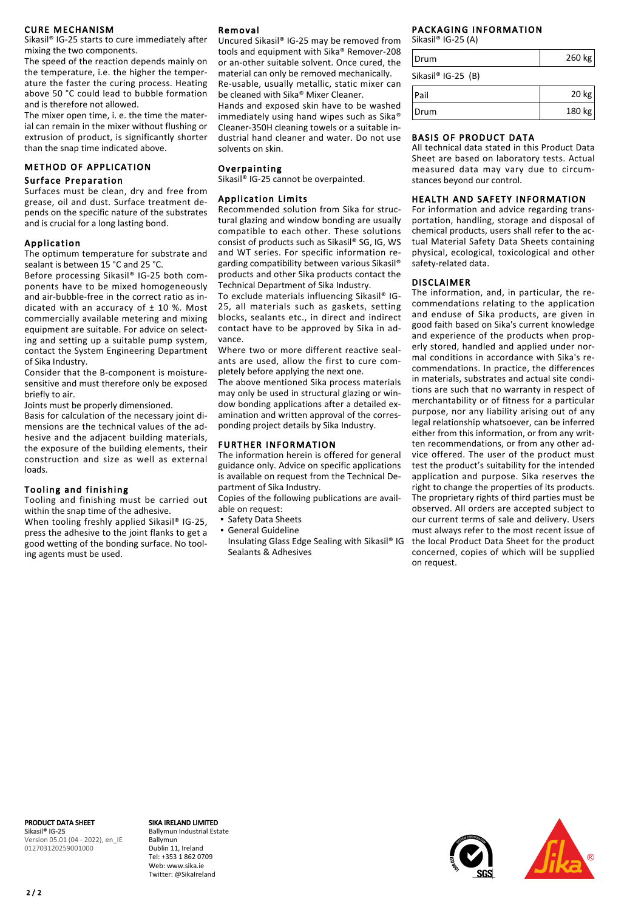## CURE MECHANISM

Sikasil® IG-25 starts to cure immediately after mixing the two components.

The speed of the reaction depends mainly on the temperature, i.e. the higher the temperature the faster the curing process. Heating above 50 °C could lead to bubble formation and is therefore not allowed.

The mixer open time, i. e. the time the material can remain in the mixer without flushing or extrusion of product, is significantly shorter than the snap time indicated above.

## METHOD OF APPLICATION

### Surface Preparation

Surfaces must be clean, dry and free from grease, oil and dust. Surface treatment depends on the specific nature of the substrates and is crucial for a long lasting bond.

### Application

The optimum temperature for substrate and sealant is between 15 °C and 25 °C.

Before processing Sikasil® IG-25 both components have to be mixed homogeneously and air-bubble-free in the correct ratio as indicated with an accuracy of ± 10 %. Most commercially available metering and mixing equipment are suitable. For advice on selecting and setting up a suitable pump system, contact the System Engineering Department of Sika Industry.

Consider that the B-component is moisture-sensitive and must therefore only be exposed briefly to air.

Joints must be properly dimensioned.

Basis for calculation of the necessary joint dimensions are the technical values of the adhesive and the adjacent building materials, the exposure of the building elements, their construction and size as well as external loads.

### Tooling and finishing

Tooling and finishing must be carried out within the snap time of the adhesive.

When tooling freshly applied Sikasil® IG-25, press the adhesive to the joint flanks to get a good wetting of the bonding surface. No tooling agents must be used.

### Removal

Uncured Sikasil® IG-25 may be removed from tools and equipment with Sika® Remover-208 or an-other suitable solvent. Once cured, the material can only be removed mechanically.

Re-usable, usually metallic, static mixer can be cleaned with Sika® Mixer Cleaner.

Hands and exposed skin have to be washed immediately using hand wipes such as Sika® Cleaner-350H cleaning towels or a suitable industrial hand cleaner and water. Do not use solvents on skin.

### Overpainting

Sikasil® IG-25 cannot be overpainted.

### Application Limits

Recommended solution from Sika for structural glazing and window bonding are usually compatible to each other. These solutions consist of products such as Sikasil® SG, IG, WS and WT series. For specific information regarding compatibility between various Sikasil® products and other Sika products contact the Technical Department of Sika Industry.

To exclude materials influencing Sikasil® IG-25, all materials such as gaskets, setting blocks, sealants etc., in direct and indirect contact have to be approved by Sika in advance.

Where two or more different reactive sealants are used, allow the first to cure completely before applying the next one.

The above mentioned Sika process materials may only be used in structural glazing or window bonding applications after a detailed examination and written approval of the corresponding project details by Sika Industry.

## FURTHER INFORMATION

The information herein is offered for general guidance only. Advice on specific applications is available on request from the Technical Department of Sika Industry.

Copies of the following publications are available on request:

- Safety Data Sheets
- General Guideline
  Insulating Glass Edge Sealing with Sikasil® IG Sealants & Adhesives

## PACKAGING INFORMATION

Sikasil® IG-25 (A)

| | |
|---|---|
| Drum | 260 kg |

Sikasil® IG-25 (B)

| | |
|---|---|
| Pail | 20 kg |
| Drum | 180 kg |

## BASIS OF PRODUCT DATA

All technical data stated in this Product Data Sheet are based on laboratory tests. Actual measured data may vary due to circumstances beyond our control.

## HEALTH AND SAFETY INFORMATION

For information and advice regarding transportation, handling, storage and disposal of chemical products, users shall refer to the actual Material Safety Data Sheets containing physical, ecological, toxicological and other safety-related data.

## DISCLAIMER

The information, and, in particular, the recommendations relating to the application and enduse of Sika products, are given in good faith based on Sika's current knowledge and experience of the products when properly stored, handled and applied under normal conditions in accordance with Sika's recommendations. In practice, the differences in materials, substrates and actual site conditions are such that no warranty in respect of merchantability or of fitness for a particular purpose, nor any liability arising out of any legal relationship whatsoever, can be inferred either from this information, or from any written recommendations, or from any other advice offered. The user of the product must test the product's suitability for the intended application and purpose. Sika reserves the right to change the properties of its products. The proprietary rights of third parties must be observed. All orders are accepted subject to our current terms of sale and delivery. Users must always refer to the most recent issue of the local Product Data Sheet for the product concerned, copies of which will be supplied on request.

**PRODUCT DATA SHEET**
**Sikasil® IG-25**
Version 05.01 (04 - 2022), en_IE
012703120259001000

**SIKA IRELAND LIMITED**
Ballymun Industrial Estate
Ballymun
Dublin 11, Ireland
Tel: +353 1 862 0709
Web: www.sika.ie
Twitter: @SikaIreland